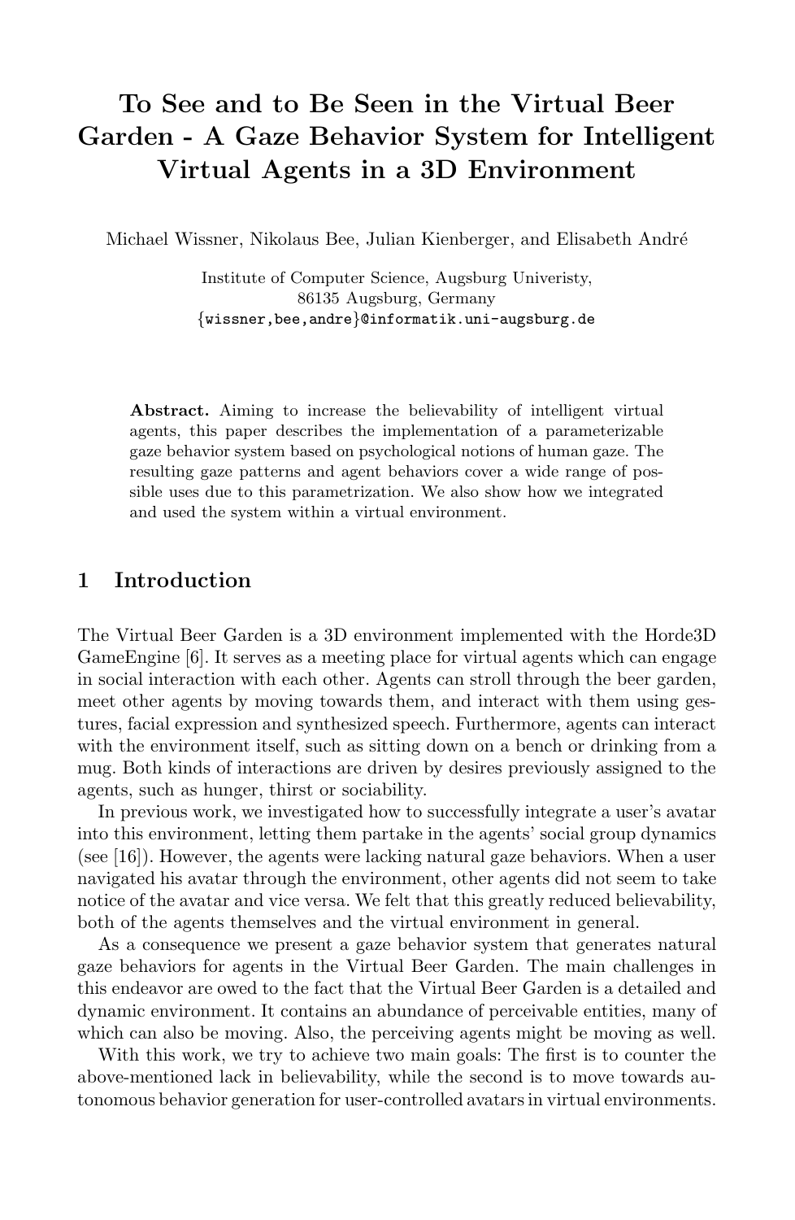# To See and to Be Seen in the Virtual Beer Garden - A Gaze Behavior System for Intelligent Virtual Agents in a 3D Environment

Michael Wissner, Nikolaus Bee, Julian Kienberger, and Elisabeth André

Institute of Computer Science, Augsburg Univeristy,
86135 Augsburg, Germany
{wissner,bee,andre}@informatik.uni-augsburg.de

**Abstract.** Aiming to increase the believability of intelligent virtual agents, this paper describes the implementation of a parameterizable gaze behavior system based on psychological notions of human gaze. The resulting gaze patterns and agent behaviors cover a wide range of possible uses due to this parametrization. We also show how we integrated and used the system within a virtual environment.

## 1 Introduction

The Virtual Beer Garden is a 3D environment implemented with the Horde3D GameEngine [6]. It serves as a meeting place for virtual agents which can engage in social interaction with each other. Agents can stroll through the beer garden, meet other agents by moving towards them, and interact with them using gestures, facial expression and synthesized speech. Furthermore, agents can interact with the environment itself, such as sitting down on a bench or drinking from a mug. Both kinds of interactions are driven by desires previously assigned to the agents, such as hunger, thirst or sociability.

In previous work, we investigated how to successfully integrate a user's avatar into this environment, letting them partake in the agents' social group dynamics (see [16]). However, the agents were lacking natural gaze behaviors. When a user navigated his avatar through the environment, other agents did not seem to take notice of the avatar and vice versa. We felt that this greatly reduced believability, both of the agents themselves and the virtual environment in general.

As a consequence we present a gaze behavior system that generates natural gaze behaviors for agents in the Virtual Beer Garden. The main challenges in this endeavor are owed to the fact that the Virtual Beer Garden is a detailed and dynamic environment. It contains an abundance of perceivable entities, many of which can also be moving. Also, the perceiving agents might be moving as well.

With this work, we try to achieve two main goals: The first is to counter the above-mentioned lack in believability, while the second is to move towards autonomous behavior generation for user-controlled avatars in virtual environments.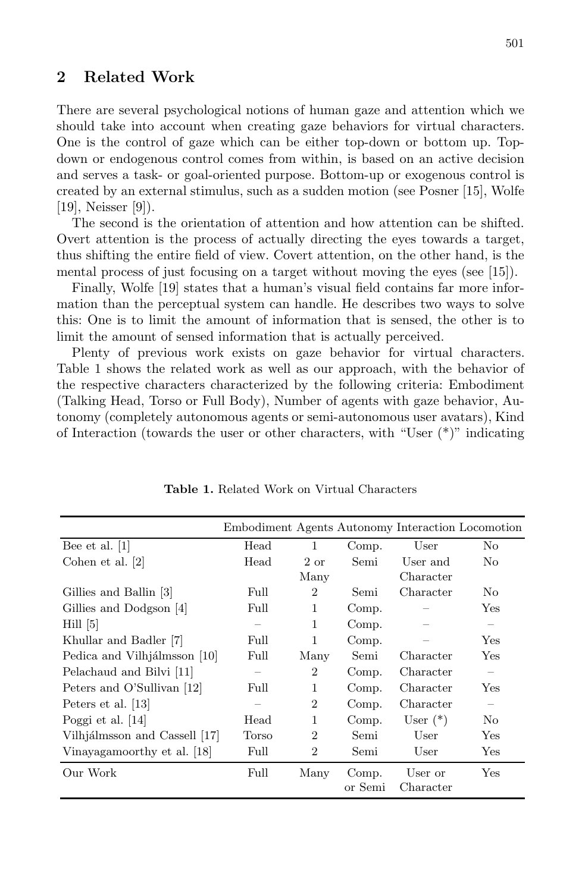## 2 Related Work

There are several psychological notions of human gaze and attention which we should take into account when creating gaze behaviors for virtual characters. One is the control of gaze which can be either top-down or bottom up. Top-down or endogenous control comes from within, is based on an active decision and serves a task- or goal-oriented purpose. Bottom-up or exogenous control is created by an external stimulus, such as a sudden motion (see Posner [15], Wolfe [19], Neisser [9]).

The second is the orientation of attention and how attention can be shifted. Overt attention is the process of actually directing the eyes towards a target, thus shifting the entire field of view. Covert attention, on the other hand, is the mental process of just focusing on a target without moving the eyes (see [15]).

Finally, Wolfe [19] states that a human's visual field contains far more information than the perceptual system can handle. He describes two ways to solve this: One is to limit the amount of information that is sensed, the other is to limit the amount of sensed information that is actually perceived.

Plenty of previous work exists on gaze behavior for virtual characters. Table 1 shows the related work as well as our approach, with the behavior of the respective characters characterized by the following criteria: Embodiment (Talking Head, Torso or Full Body), Number of agents with gaze behavior, Autonomy (completely autonomous agents or semi-autonomous user avatars), Kind of Interaction (towards the user or other characters, with "User (*)" indicating

**Table 1.** Related Work on Virtual Characters

| | Embodiment | Agents | Autonomy | Interaction | Locomotion |
|---|---|---|---|---|---|
| Bee et al. [1] | Head | 1 | Comp. | User | No |
| Cohen et al. [2] | Head | 2 or Many | Semi | User and Character | No |
| Gillies and Ballin [3] | Full | 2 | Semi | Character | No |
| Gillies and Dodgson [4] | Full | 1 | Comp. | – | Yes |
| Hill [5] | – | 1 | Comp. | – | – |
| Khullar and Badler [7] | Full | 1 | Comp. | – | Yes |
| Pedica and Vilhjálmsson [10] | Full | Many | Semi | Character | Yes |
| Pelachaud and Bilvi [11] | – | 2 | Comp. | Character | – |
| Peters and O'Sullivan [12] | Full | 1 | Comp. | Character | Yes |
| Peters et al. [13] | – | 2 | Comp. | Character | – |
| Poggi et al. [14] | Head | 1 | Comp. | User (*) | No |
| Vilhjálmsson and Cassell [17] | Torso | 2 | Semi | User | Yes |
| Vinayagamoorthy et al. [18] | Full | 2 | Semi | User | Yes |
| Our Work | Full | Many | Comp. or Semi | User or Character | Yes |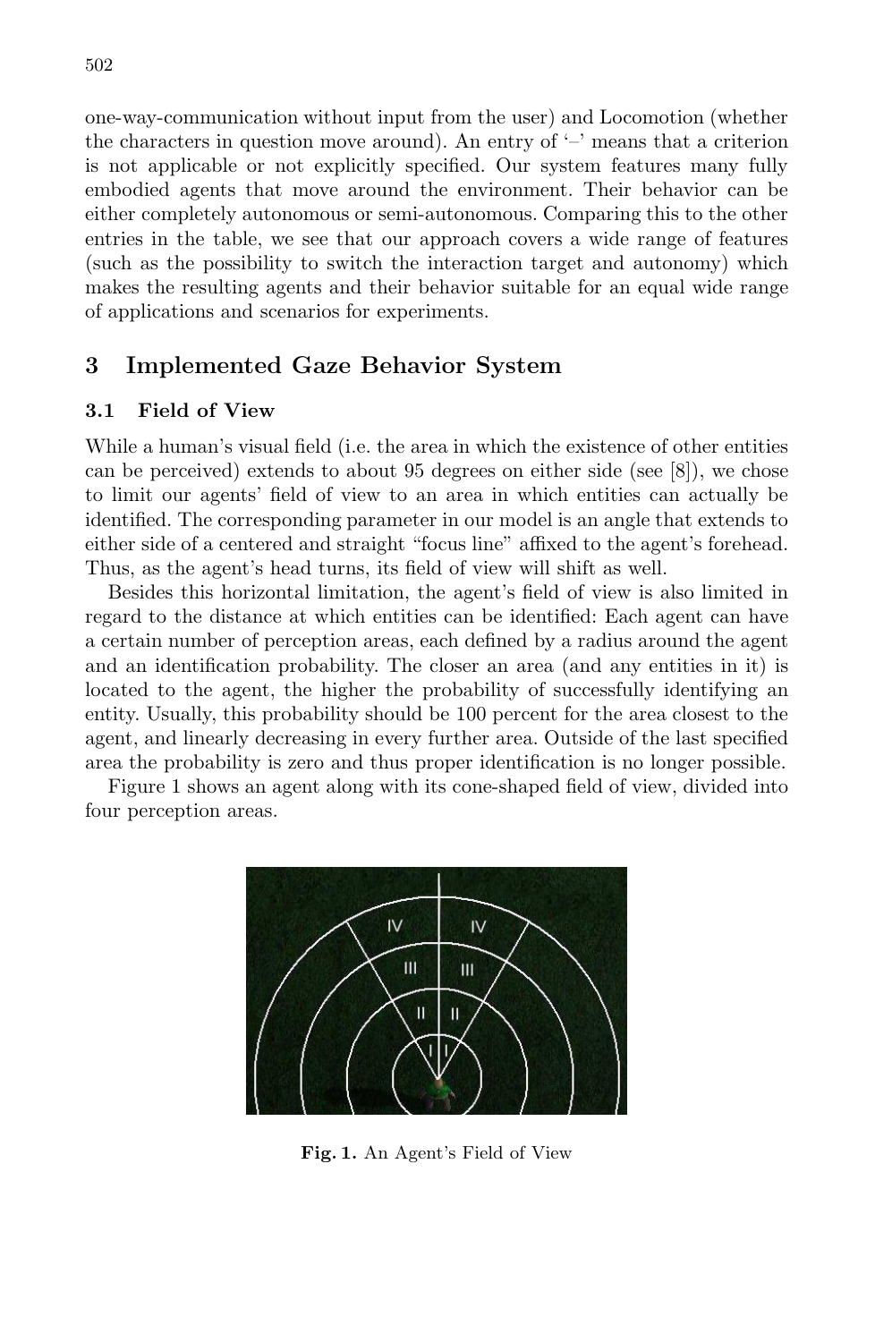one-way-communication without input from the user) and Locomotion (whether the characters in question move around). An entry of '–' means that a criterion is not applicable or not explicitly specified. Our system features many fully embodied agents that move around the environment. Their behavior can be either completely autonomous or semi-autonomous. Comparing this to the other entries in the table, we see that our approach covers a wide range of features (such as the possibility to switch the interaction target and autonomy) which makes the resulting agents and their behavior suitable for an equal wide range of applications and scenarios for experiments.

## 3 Implemented Gaze Behavior System

### 3.1 Field of View

While a human's visual field (i.e. the area in which the existence of other entities can be perceived) extends to about 95 degrees on either side (see [8]), we chose to limit our agents' field of view to an area in which entities can actually be identified. The corresponding parameter in our model is an angle that extends to either side of a centered and straight "focus line" affixed to the agent's forehead. Thus, as the agent's head turns, its field of view will shift as well.

Besides this horizontal limitation, the agent's field of view is also limited in regard to the distance at which entities can be identified: Each agent can have a certain number of perception areas, each defined by a radius around the agent and an identification probability. The closer an area (and any entities in it) is located to the agent, the higher the probability of successfully identifying an entity. Usually, this probability should be 100 percent for the area closest to the agent, and linearly decreasing in every further area. Outside of the last specified area the probability is zero and thus proper identification is no longer possible.

Figure 1 shows an agent along with its cone-shaped field of view, divided into four perception areas.

**Fig. 1.** An Agent's Field of View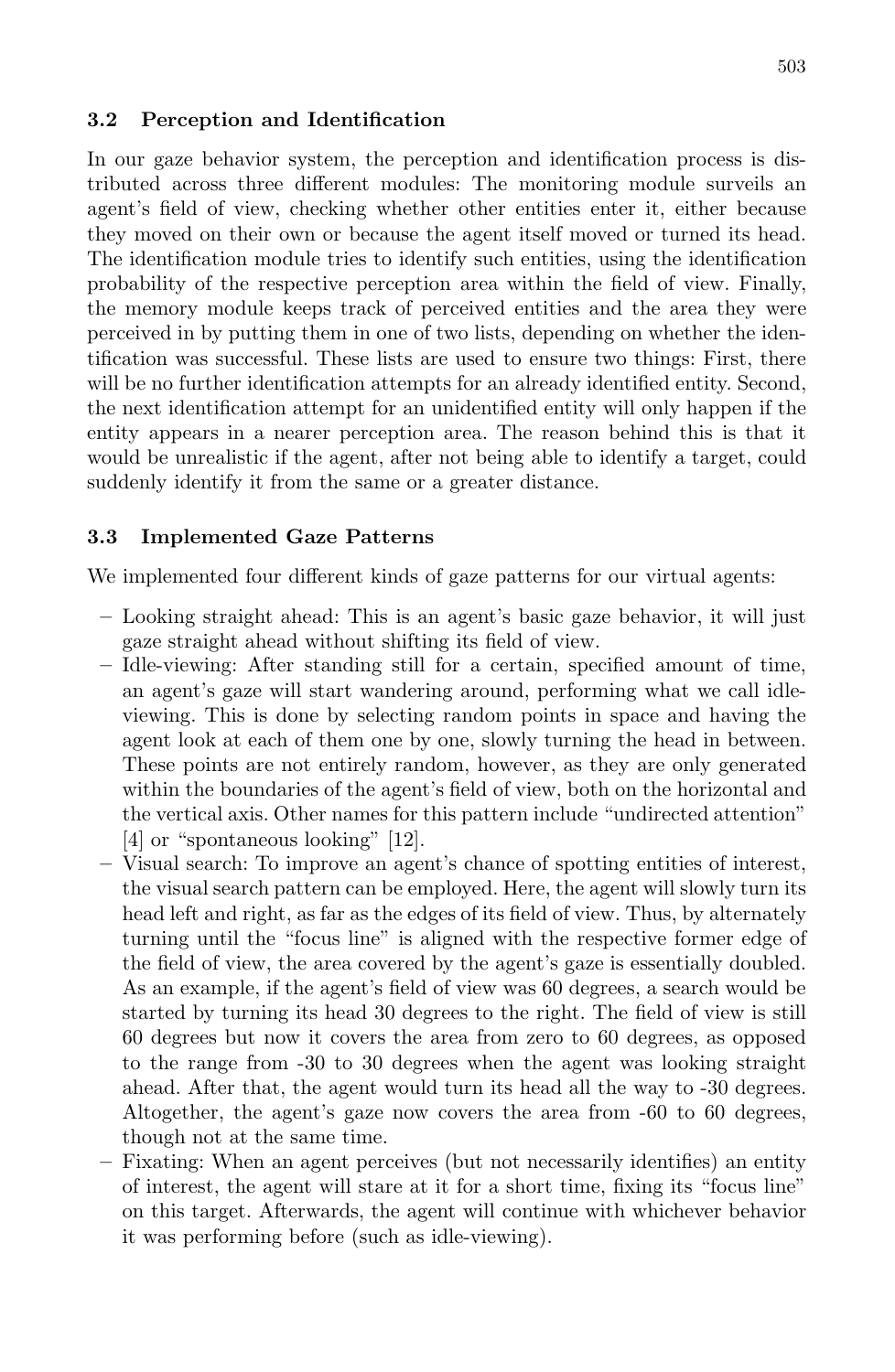### 3.2 Perception and Identification

In our gaze behavior system, the perception and identification process is distributed across three different modules: The monitoring module surveils an agent's field of view, checking whether other entities enter it, either because they moved on their own or because the agent itself moved or turned its head. The identification module tries to identify such entities, using the identification probability of the respective perception area within the field of view. Finally, the memory module keeps track of perceived entities and the area they were perceived in by putting them in one of two lists, depending on whether the identification was successful. These lists are used to ensure two things: First, there will be no further identification attempts for an already identified entity. Second, the next identification attempt for an unidentified entity will only happen if the entity appears in a nearer perception area. The reason behind this is that it would be unrealistic if the agent, after not being able to identify a target, could suddenly identify it from the same or a greater distance.

### 3.3 Implemented Gaze Patterns

We implemented four different kinds of gaze patterns for our virtual agents:

- Looking straight ahead: This is an agent's basic gaze behavior, it will just gaze straight ahead without shifting its field of view.
- Idle-viewing: After standing still for a certain, specified amount of time, an agent's gaze will start wandering around, performing what we call idle-viewing. This is done by selecting random points in space and having the agent look at each of them one by one, slowly turning the head in between. These points are not entirely random, however, as they are only generated within the boundaries of the agent's field of view, both on the horizontal and the vertical axis. Other names for this pattern include "undirected attention" [4] or "spontaneous looking" [12].
- Visual search: To improve an agent's chance of spotting entities of interest, the visual search pattern can be employed. Here, the agent will slowly turn its head left and right, as far as the edges of its field of view. Thus, by alternately turning until the "focus line" is aligned with the respective former edge of the field of view, the area covered by the agent's gaze is essentially doubled. As an example, if the agent's field of view was 60 degrees, a search would be started by turning its head 30 degrees to the right. The field of view is still 60 degrees but now it covers the area from zero to 60 degrees, as opposed to the range from -30 to 30 degrees when the agent was looking straight ahead. After that, the agent would turn its head all the way to -30 degrees. Altogether, the agent's gaze now covers the area from -60 to 60 degrees, though not at the same time.
- Fixating: When an agent perceives (but not necessarily identifies) an entity of interest, the agent will stare at it for a short time, fixing its "focus line" on this target. Afterwards, the agent will continue with whichever behavior it was performing before (such as idle-viewing).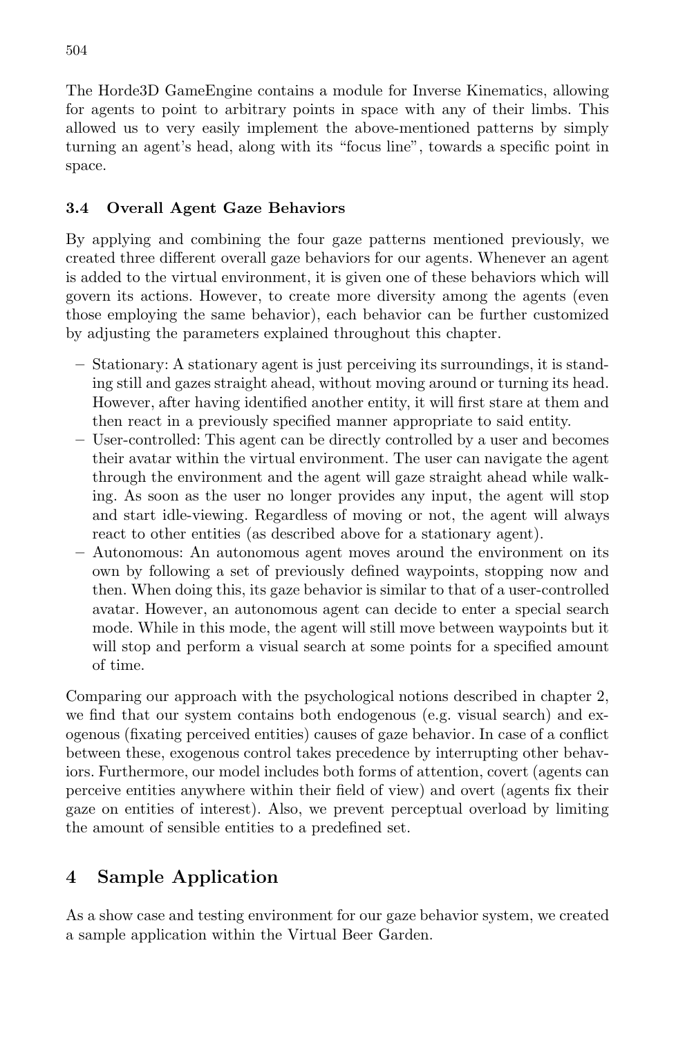The Horde3D GameEngine contains a module for Inverse Kinematics, allowing for agents to point to arbitrary points in space with any of their limbs. This allowed us to very easily implement the above-mentioned patterns by simply turning an agent's head, along with its "focus line", towards a specific point in space.

### 3.4 Overall Agent Gaze Behaviors

By applying and combining the four gaze patterns mentioned previously, we created three different overall gaze behaviors for our agents. Whenever an agent is added to the virtual environment, it is given one of these behaviors which will govern its actions. However, to create more diversity among the agents (even those employing the same behavior), each behavior can be further customized by adjusting the parameters explained throughout this chapter.

- Stationary: A stationary agent is just perceiving its surroundings, it is standing still and gazes straight ahead, without moving around or turning its head. However, after having identified another entity, it will first stare at them and then react in a previously specified manner appropriate to said entity.
- User-controlled: This agent can be directly controlled by a user and becomes their avatar within the virtual environment. The user can navigate the agent through the environment and the agent will gaze straight ahead while walking. As soon as the user no longer provides any input, the agent will stop and start idle-viewing. Regardless of moving or not, the agent will always react to other entities (as described above for a stationary agent).
- Autonomous: An autonomous agent moves around the environment on its own by following a set of previously defined waypoints, stopping now and then. When doing this, its gaze behavior is similar to that of a user-controlled avatar. However, an autonomous agent can decide to enter a special search mode. While in this mode, the agent will still move between waypoints but it will stop and perform a visual search at some points for a specified amount of time.

Comparing our approach with the psychological notions described in chapter 2, we find that our system contains both endogenous (e.g. visual search) and exogenous (fixating perceived entities) causes of gaze behavior. In case of a conflict between these, exogenous control takes precedence by interrupting other behaviors. Furthermore, our model includes both forms of attention, covert (agents can perceive entities anywhere within their field of view) and overt (agents fix their gaze on entities of interest). Also, we prevent perceptual overload by limiting the amount of sensible entities to a predefined set.

## 4 Sample Application

As a show case and testing environment for our gaze behavior system, we created a sample application within the Virtual Beer Garden.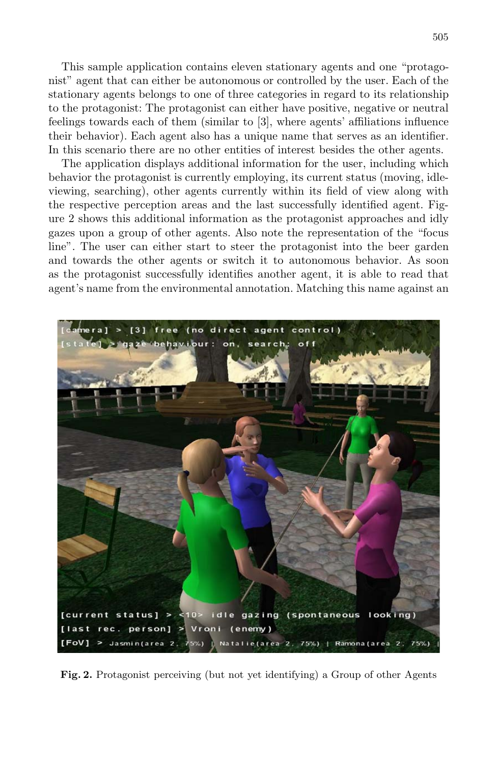This sample application contains eleven stationary agents and one "protagonist" agent that can either be autonomous or controlled by the user. Each of the stationary agents belongs to one of three categories in regard to its relationship to the protagonist: The protagonist can either have positive, negative or neutral feelings towards each of them (similar to [3], where agents' affiliations influence their behavior). Each agent also has a unique name that serves as an identifier. In this scenario there are no other entities of interest besides the other agents.

The application displays additional information for the user, including which behavior the protagonist is currently employing, its current status (moving, idle-viewing, searching), other agents currently within its field of view along with the respective perception areas and the last successfully identified agent. Figure 2 shows this additional information as the protagonist approaches and idly gazes upon a group of other agents. Also note the representation of the "focus line". The user can either start to steer the protagonist into the beer garden and towards the other agents or switch it to autonomous behavior. As soon as the protagonist successfully identifies another agent, it is able to read that agent's name from the environmental annotation. Matching this name against an

**Fig. 2.** Protagonist perceiving (but not yet identifying) a Group of other Agents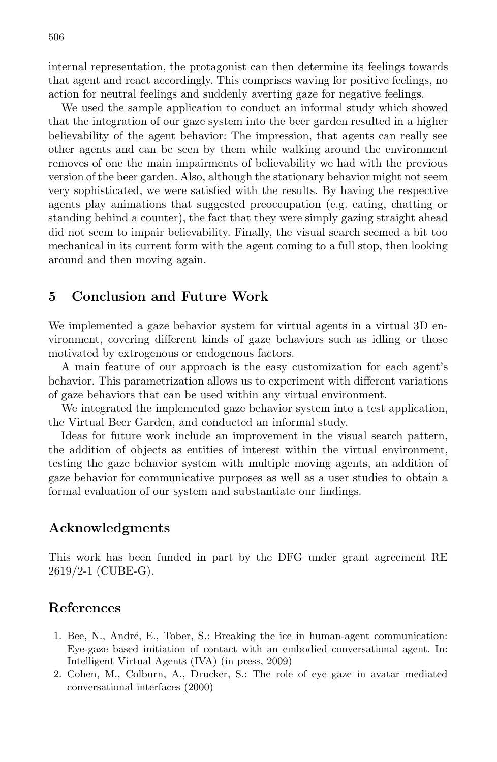internal representation, the protagonist can then determine its feelings towards that agent and react accordingly. This comprises waving for positive feelings, no action for neutral feelings and suddenly averting gaze for negative feelings.

We used the sample application to conduct an informal study which showed that the integration of our gaze system into the beer garden resulted in a higher believability of the agent behavior: The impression, that agents can really see other agents and can be seen by them while walking around the environment removes of one the main impairments of believability we had with the previous version of the beer garden. Also, although the stationary behavior might not seem very sophisticated, we were satisfied with the results. By having the respective agents play animations that suggested preoccupation (e.g. eating, chatting or standing behind a counter), the fact that they were simply gazing straight ahead did not seem to impair believability. Finally, the visual search seemed a bit too mechanical in its current form with the agent coming to a full stop, then looking around and then moving again.

## 5 Conclusion and Future Work

We implemented a gaze behavior system for virtual agents in a virtual 3D environment, covering different kinds of gaze behaviors such as idling or those motivated by extrogenous or endogenous factors.

A main feature of our approach is the easy customization for each agent's behavior. This parametrization allows us to experiment with different variations of gaze behaviors that can be used within any virtual environment.

We integrated the implemented gaze behavior system into a test application, the Virtual Beer Garden, and conducted an informal study.

Ideas for future work include an improvement in the visual search pattern, the addition of objects as entities of interest within the virtual environment, testing the gaze behavior system with multiple moving agents, an addition of gaze behavior for communicative purposes as well as a user studies to obtain a formal evaluation of our system and substantiate our findings.

## Acknowledgments

This work has been funded in part by the DFG under grant agreement RE 2619/2-1 (CUBE-G).

## References

1. Bee, N., André, E., Tober, S.: Breaking the ice in human-agent communication: Eye-gaze based initiation of contact with an embodied conversational agent. In: Intelligent Virtual Agents (IVA) (in press, 2009)
2. Cohen, M., Colburn, A., Drucker, S.: The role of eye gaze in avatar mediated conversational interfaces (2000)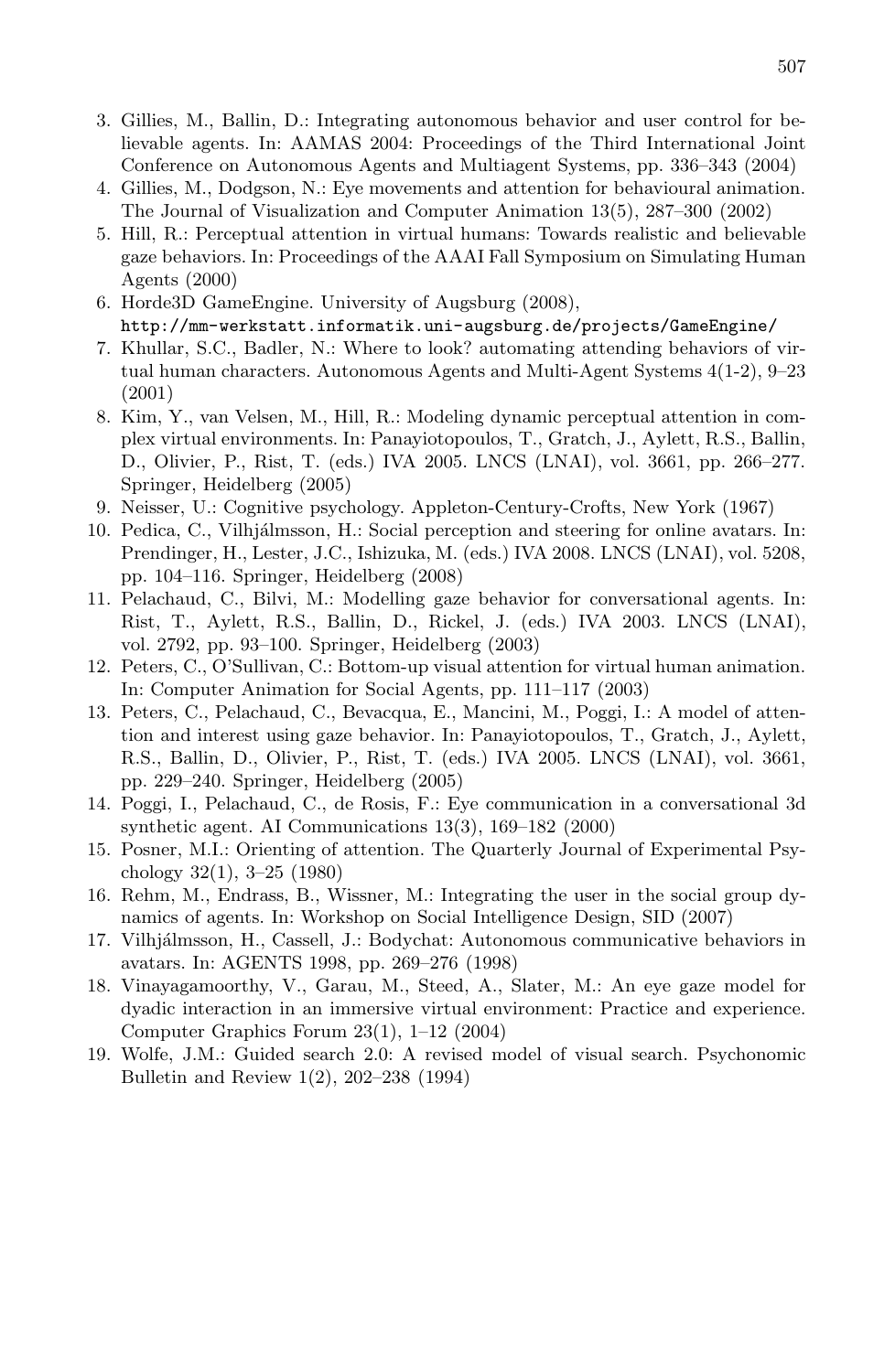3. Gillies, M., Ballin, D.: Integrating autonomous behavior and user control for believable agents. In: AAMAS 2004: Proceedings of the Third International Joint Conference on Autonomous Agents and Multiagent Systems, pp. 336–343 (2004)
4. Gillies, M., Dodgson, N.: Eye movements and attention for behavioural animation. The Journal of Visualization and Computer Animation 13(5), 287–300 (2002)
5. Hill, R.: Perceptual attention in virtual humans: Towards realistic and believable gaze behaviors. In: Proceedings of the AAAI Fall Symposium on Simulating Human Agents (2000)
6. Horde3D GameEngine. University of Augsburg (2008), `http://mm-werkstatt.informatik.uni-augsburg.de/projects/GameEngine/`
7. Khullar, S.C., Badler, N.: Where to look? automating attending behaviors of virtual human characters. Autonomous Agents and Multi-Agent Systems 4(1-2), 9–23 (2001)
8. Kim, Y., van Velsen, M., Hill, R.: Modeling dynamic perceptual attention in complex virtual environments. In: Panayiotopoulos, T., Gratch, J., Aylett, R.S., Ballin, D., Olivier, P., Rist, T. (eds.) IVA 2005. LNCS (LNAI), vol. 3661, pp. 266–277. Springer, Heidelberg (2005)
9. Neisser, U.: Cognitive psychology. Appleton-Century-Crofts, New York (1967)
10. Pedica, C., Vilhjálmsson, H.: Social perception and steering for online avatars. In: Prendinger, H., Lester, J.C., Ishizuka, M. (eds.) IVA 2008. LNCS (LNAI), vol. 5208, pp. 104–116. Springer, Heidelberg (2008)
11. Pelachaud, C., Bilvi, M.: Modelling gaze behavior for conversational agents. In: Rist, T., Aylett, R.S., Ballin, D., Rickel, J. (eds.) IVA 2003. LNCS (LNAI), vol. 2792, pp. 93–100. Springer, Heidelberg (2003)
12. Peters, C., O'Sullivan, C.: Bottom-up visual attention for virtual human animation. In: Computer Animation for Social Agents, pp. 111–117 (2003)
13. Peters, C., Pelachaud, C., Bevacqua, E., Mancini, M., Poggi, I.: A model of attention and interest using gaze behavior. In: Panayiotopoulos, T., Gratch, J., Aylett, R.S., Ballin, D., Olivier, P., Rist, T. (eds.) IVA 2005. LNCS (LNAI), vol. 3661, pp. 229–240. Springer, Heidelberg (2005)
14. Poggi, I., Pelachaud, C., de Rosis, F.: Eye communication in a conversational 3d synthetic agent. AI Communications 13(3), 169–182 (2000)
15. Posner, M.I.: Orienting of attention. The Quarterly Journal of Experimental Psychology 32(1), 3–25 (1980)
16. Rehm, M., Endrass, B., Wissner, M.: Integrating the user in the social group dynamics of agents. In: Workshop on Social Intelligence Design, SID (2007)
17. Vilhjálmsson, H., Cassell, J.: Bodychat: Autonomous communicative behaviors in avatars. In: AGENTS 1998, pp. 269–276 (1998)
18. Vinayagamoorthy, V., Garau, M., Steed, A., Slater, M.: An eye gaze model for dyadic interaction in an immersive virtual environment: Practice and experience. Computer Graphics Forum 23(1), 1–12 (2004)
19. Wolfe, J.M.: Guided search 2.0: A revised model of visual search. Psychonomic Bulletin and Review 1(2), 202–238 (1994)